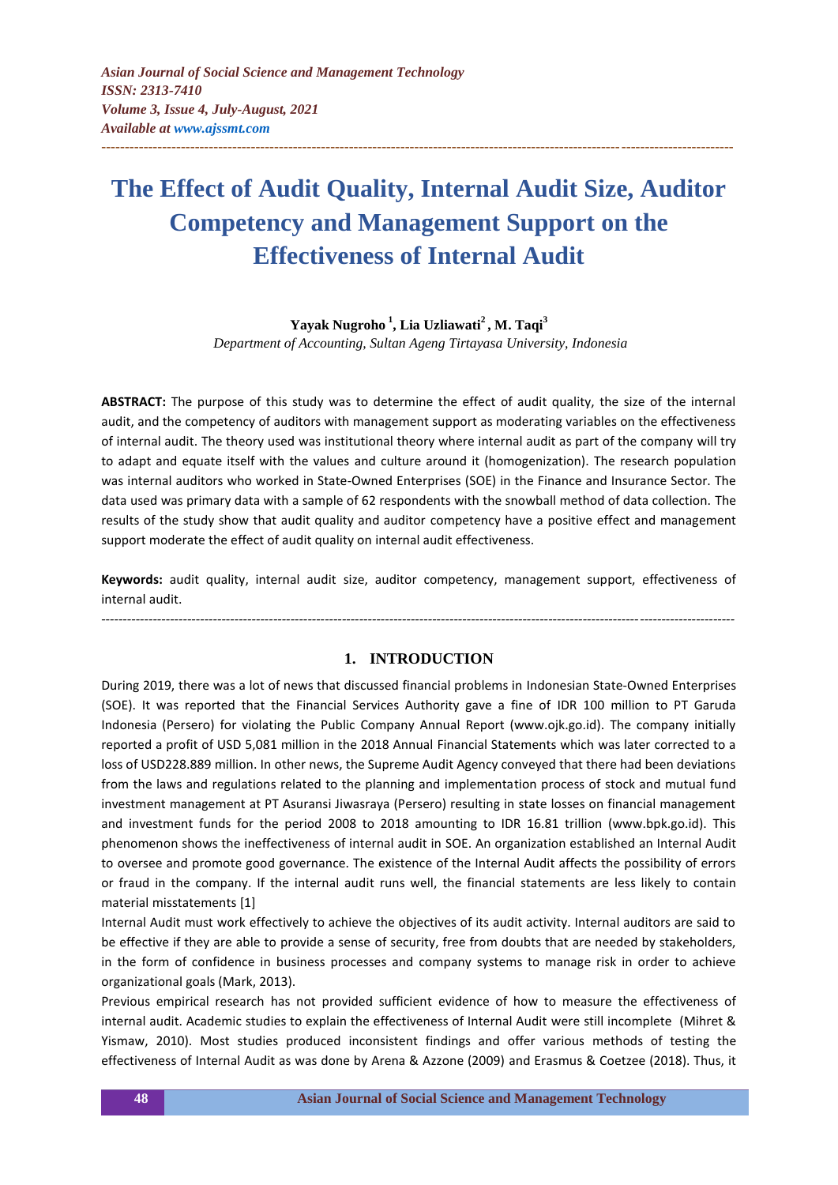*Asian Journal of Social Science and Management Technology*
*ISSN: 2313-7410*
*Volume 3, Issue 4, July-August, 2021*
*Available at www.ajssmt.com*

---

# The Effect of Audit Quality, Internal Audit Size, Auditor Competency and Management Support on the Effectiveness of Internal Audit

**Yayak Nugroho [1], Lia Uzliawati[2], M. Taqi[3]**

*Department of Accounting, Sultan Ageng Tirtayasa University, Indonesia*

**ABSTRACT:** The purpose of this study was to determine the effect of audit quality, the size of the internal audit, and the competency of auditors with management support as moderating variables on the effectiveness of internal audit. The theory used was institutional theory where internal audit as part of the company will try to adapt and equate itself with the values and culture around it (homogenization). The research population was internal auditors who worked in State-Owned Enterprises (SOE) in the Finance and Insurance Sector. The data used was primary data with a sample of 62 respondents with the snowball method of data collection. The results of the study show that audit quality and auditor competency have a positive effect and management support moderate the effect of audit quality on internal audit effectiveness.

**Keywords:** audit quality, internal audit size, auditor competency, management support, effectiveness of internal audit.

---

## 1. INTRODUCTION

During 2019, there was a lot of news that discussed financial problems in Indonesian State-Owned Enterprises (SOE). It was reported that the Financial Services Authority gave a fine of IDR 100 million to PT Garuda Indonesia (Persero) for violating the Public Company Annual Report (www.ojk.go.id). The company initially reported a profit of USD 5,081 million in the 2018 Annual Financial Statements which was later corrected to a loss of USD228.889 million. In other news, the Supreme Audit Agency conveyed that there had been deviations from the laws and regulations related to the planning and implementation process of stock and mutual fund investment management at PT Asuransi Jiwasraya (Persero) resulting in state losses on financial management and investment funds for the period 2008 to 2018 amounting to IDR 16.81 trillion (www.bpk.go.id). This phenomenon shows the ineffectiveness of internal audit in SOE. An organization established an Internal Audit to oversee and promote good governance. The existence of the Internal Audit affects the possibility of errors or fraud in the company. If the internal audit runs well, the financial statements are less likely to contain material misstatements [1]

Internal Audit must work effectively to achieve the objectives of its audit activity. Internal auditors are said to be effective if they are able to provide a sense of security, free from doubts that are needed by stakeholders, in the form of confidence in business processes and company systems to manage risk in order to achieve organizational goals (Mark, 2013).

Previous empirical research has not provided sufficient evidence of how to measure the effectiveness of internal audit. Academic studies to explain the effectiveness of Internal Audit were still incomplete (Mihret & Yismaw, 2010). Most studies produced inconsistent findings and offer various methods of testing the effectiveness of Internal Audit as was done by Arena & Azzone (2009) and Erasmus & Coetzee (2018). Thus, it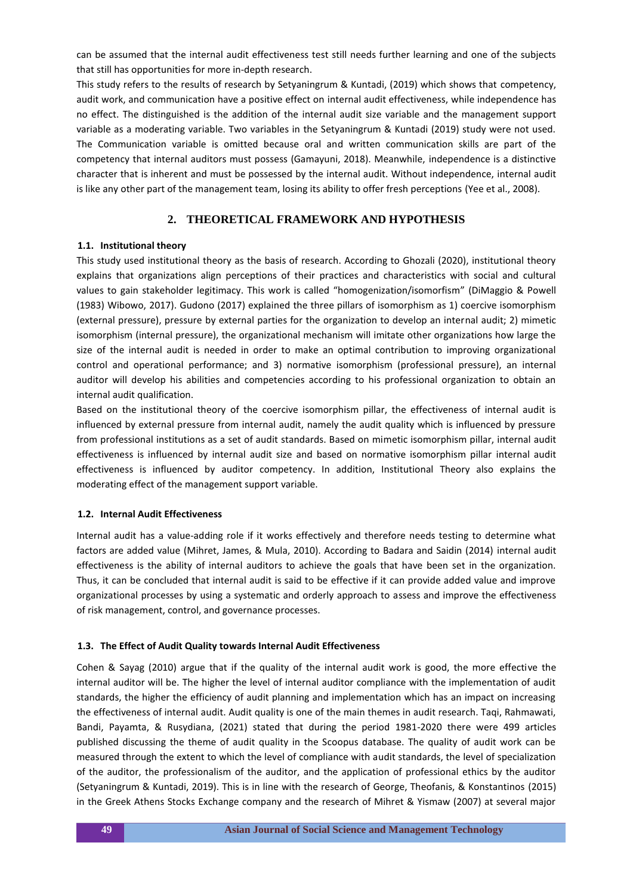can be assumed that the internal audit effectiveness test still needs further learning and one of the subjects that still has opportunities for more in-depth research.

This study refers to the results of research by Setyaningrum & Kuntadi, (2019) which shows that competency, audit work, and communication have a positive effect on internal audit effectiveness, while independence has no effect. The distinguished is the addition of the internal audit size variable and the management support variable as a moderating variable. Two variables in the Setyaningrum & Kuntadi (2019) study were not used. The Communication variable is omitted because oral and written communication skills are part of the competency that internal auditors must possess (Gamayuni, 2018). Meanwhile, independence is a distinctive character that is inherent and must be possessed by the internal audit. Without independence, internal audit is like any other part of the management team, losing its ability to offer fresh perceptions (Yee et al., 2008).

## 2. THEORETICAL FRAMEWORK AND HYPOTHESIS

### 1.1. Institutional theory

This study used institutional theory as the basis of research. According to Ghozali (2020), institutional theory explains that organizations align perceptions of their practices and characteristics with social and cultural values to gain stakeholder legitimacy. This work is called "homogenization/isomorfism" (DiMaggio & Powell (1983) Wibowo, 2017). Gudono (2017) explained the three pillars of isomorphism as 1) coercive isomorphism (external pressure), pressure by external parties for the organization to develop an internal audit; 2) mimetic isomorphism (internal pressure), the organizational mechanism will imitate other organizations how large the size of the internal audit is needed in order to make an optimal contribution to improving organizational control and operational performance; and 3) normative isomorphism (professional pressure), an internal auditor will develop his abilities and competencies according to his professional organization to obtain an internal audit qualification.

Based on the institutional theory of the coercive isomorphism pillar, the effectiveness of internal audit is influenced by external pressure from internal audit, namely the audit quality which is influenced by pressure from professional institutions as a set of audit standards. Based on mimetic isomorphism pillar, internal audit effectiveness is influenced by internal audit size and based on normative isomorphism pillar internal audit effectiveness is influenced by auditor competency. In addition, Institutional Theory also explains the moderating effect of the management support variable.

### 1.2. Internal Audit Effectiveness

Internal audit has a value-adding role if it works effectively and therefore needs testing to determine what factors are added value (Mihret, James, & Mula, 2010). According to Badara and Saidin (2014) internal audit effectiveness is the ability of internal auditors to achieve the goals that have been set in the organization. Thus, it can be concluded that internal audit is said to be effective if it can provide added value and improve organizational processes by using a systematic and orderly approach to assess and improve the effectiveness of risk management, control, and governance processes.

### 1.3. The Effect of Audit Quality towards Internal Audit Effectiveness

Cohen & Sayag (2010) argue that if the quality of the internal audit work is good, the more effective the internal auditor will be. The higher the level of internal auditor compliance with the implementation of audit standards, the higher the efficiency of audit planning and implementation which has an impact on increasing the effectiveness of internal audit. Audit quality is one of the main themes in audit research. Taqi, Rahmawati, Bandi, Payamta, & Rusydiana, (2021) stated that during the period 1981-2020 there were 499 articles published discussing the theme of audit quality in the Scoopus database. The quality of audit work can be measured through the extent to which the level of compliance with audit standards, the level of specialization of the auditor, the professionalism of the auditor, and the application of professional ethics by the auditor (Setyaningrum & Kuntadi, 2019). This is in line with the research of George, Theofanis, & Konstantinos (2015) in the Greek Athens Stocks Exchange company and the research of Mihret & Yismaw (2007) at several major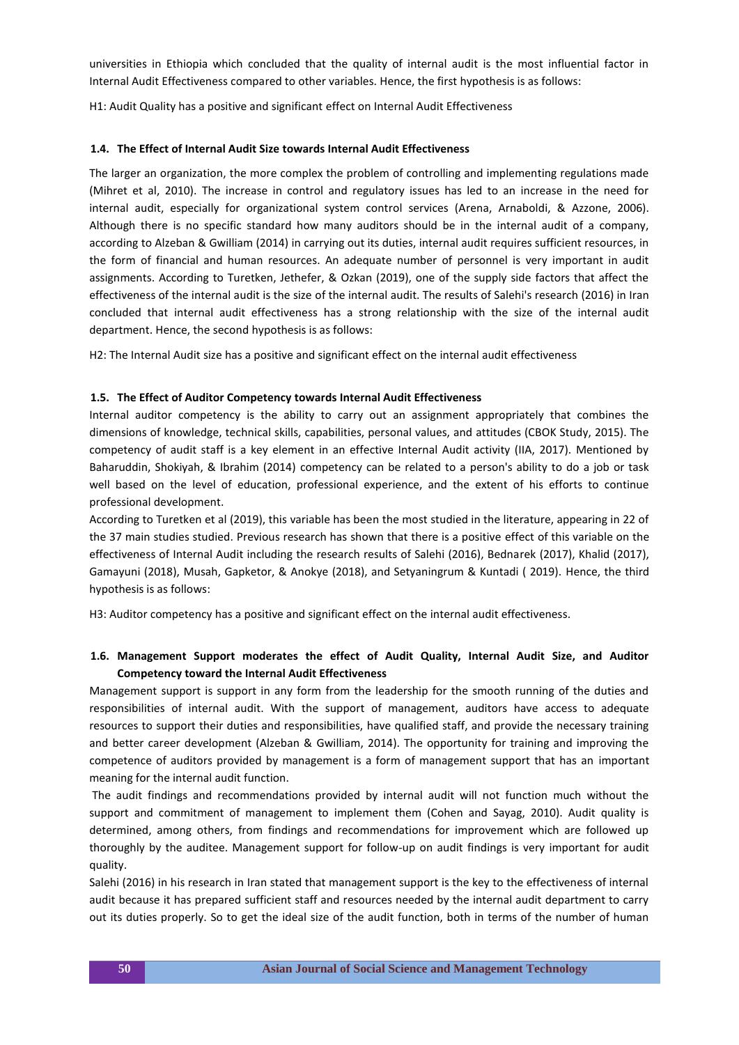universities in Ethiopia which concluded that the quality of internal audit is the most influential factor in Internal Audit Effectiveness compared to other variables. Hence, the first hypothesis is as follows:

H1: Audit Quality has a positive and significant effect on Internal Audit Effectiveness

### 1.4. The Effect of Internal Audit Size towards Internal Audit Effectiveness

The larger an organization, the more complex the problem of controlling and implementing regulations made (Mihret et al, 2010). The increase in control and regulatory issues has led to an increase in the need for internal audit, especially for organizational system control services (Arena, Arnaboldi, & Azzone, 2006). Although there is no specific standard how many auditors should be in the internal audit of a company, according to Alzeban & Gwilliam (2014) in carrying out its duties, internal audit requires sufficient resources, in the form of financial and human resources. An adequate number of personnel is very important in audit assignments. According to Turetken, Jethefer, & Ozkan (2019), one of the supply side factors that affect the effectiveness of the internal audit is the size of the internal audit. The results of Salehi's research (2016) in Iran concluded that internal audit effectiveness has a strong relationship with the size of the internal audit department. Hence, the second hypothesis is as follows:

H2: The Internal Audit size has a positive and significant effect on the internal audit effectiveness

### 1.5. The Effect of Auditor Competency towards Internal Audit Effectiveness

Internal auditor competency is the ability to carry out an assignment appropriately that combines the dimensions of knowledge, technical skills, capabilities, personal values, and attitudes (CBOK Study, 2015). The competency of audit staff is a key element in an effective Internal Audit activity (IIA, 2017). Mentioned by Baharuddin, Shokiyah, & Ibrahim (2014) competency can be related to a person's ability to do a job or task well based on the level of education, professional experience, and the extent of his efforts to continue professional development.

According to Turetken et al (2019), this variable has been the most studied in the literature, appearing in 22 of the 37 main studies studied. Previous research has shown that there is a positive effect of this variable on the effectiveness of Internal Audit including the research results of Salehi (2016), Bednarek (2017), Khalid (2017), Gamayuni (2018), Musah, Gapketor, & Anokye (2018), and Setyaningrum & Kuntadi ( 2019). Hence, the third hypothesis is as follows:

H3: Auditor competency has a positive and significant effect on the internal audit effectiveness.

### 1.6. Management Support moderates the effect of Audit Quality, Internal Audit Size, and Auditor Competency toward the Internal Audit Effectiveness

Management support is support in any form from the leadership for the smooth running of the duties and responsibilities of internal audit. With the support of management, auditors have access to adequate resources to support their duties and responsibilities, have qualified staff, and provide the necessary training and better career development (Alzeban & Gwilliam, 2014). The opportunity for training and improving the competence of auditors provided by management is a form of management support that has an important meaning for the internal audit function.

The audit findings and recommendations provided by internal audit will not function much without the support and commitment of management to implement them (Cohen and Sayag, 2010). Audit quality is determined, among others, from findings and recommendations for improvement which are followed up thoroughly by the auditee. Management support for follow-up on audit findings is very important for audit quality.

Salehi (2016) in his research in Iran stated that management support is the key to the effectiveness of internal audit because it has prepared sufficient staff and resources needed by the internal audit department to carry out its duties properly. So to get the ideal size of the audit function, both in terms of the number of human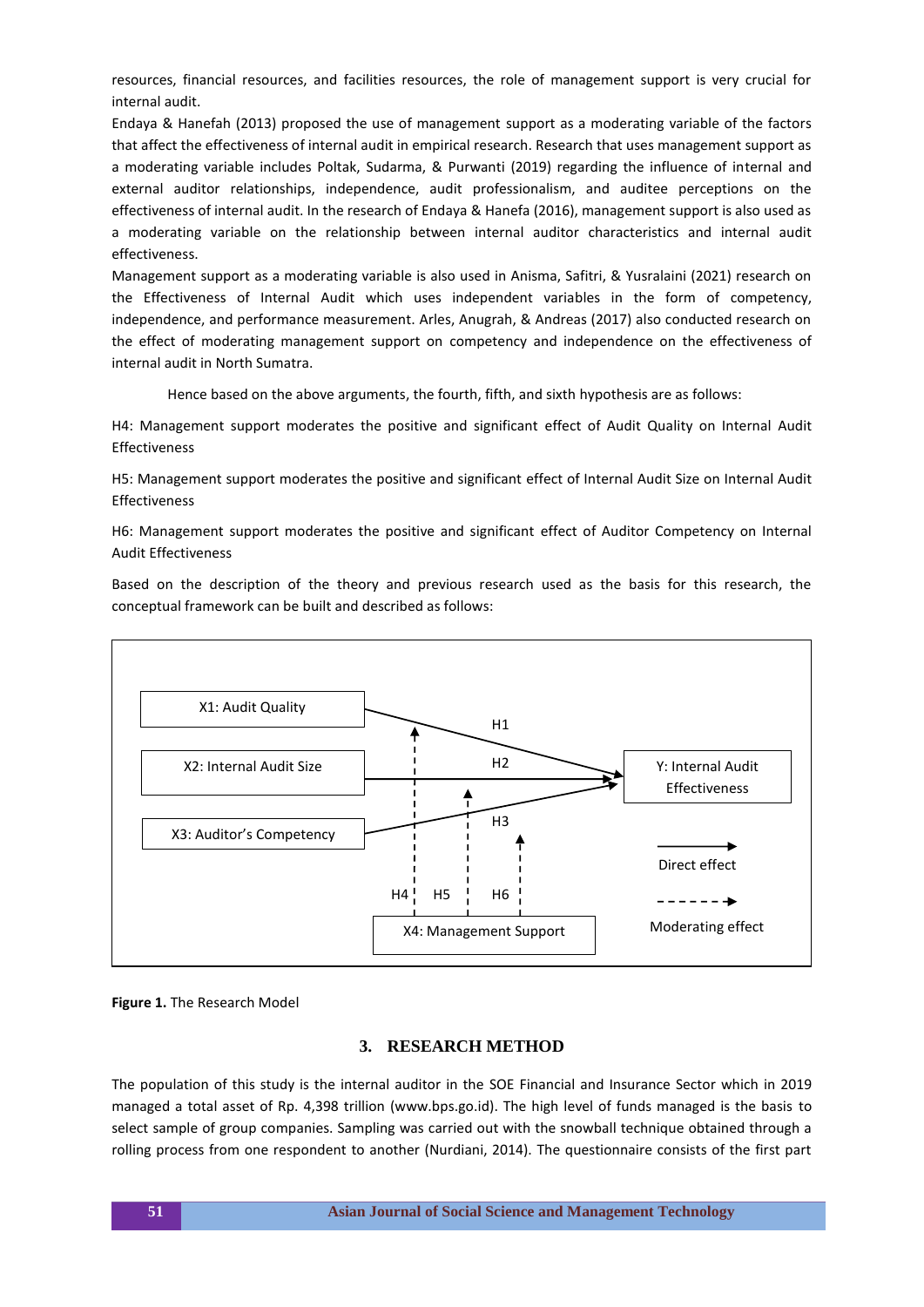resources, financial resources, and facilities resources, the role of management support is very crucial for internal audit.

Endaya & Hanefah (2013) proposed the use of management support as a moderating variable of the factors that affect the effectiveness of internal audit in empirical research. Research that uses management support as a moderating variable includes Poltak, Sudarma, & Purwanti (2019) regarding the influence of internal and external auditor relationships, independence, audit professionalism, and auditee perceptions on the effectiveness of internal audit. In the research of Endaya & Hanefa (2016), management support is also used as a moderating variable on the relationship between internal auditor characteristics and internal audit effectiveness.

Management support as a moderating variable is also used in Anisma, Safitri, & Yusralaini (2021) research on the Effectiveness of Internal Audit which uses independent variables in the form of competency, independence, and performance measurement. Arles, Anugrah, & Andreas (2017) also conducted research on the effect of moderating management support on competency and independence on the effectiveness of internal audit in North Sumatra.

Hence based on the above arguments, the fourth, fifth, and sixth hypothesis are as follows:

H4: Management support moderates the positive and significant effect of Audit Quality on Internal Audit Effectiveness

H5: Management support moderates the positive and significant effect of Internal Audit Size on Internal Audit Effectiveness

H6: Management support moderates the positive and significant effect of Auditor Competency on Internal Audit Effectiveness

Based on the description of the theory and previous research used as the basis for this research, the conceptual framework can be built and described as follows:

X1: Audit Quality

X2: Internal Audit Size

X3: Auditor's Competency

Y: Internal Audit Effectiveness

X4: Management Support

H1, H2, H3, H4, H5, H6

Direct effect

Moderating effect

**Figure 1.** The Research Model

## 3. RESEARCH METHOD

The population of this study is the internal auditor in the SOE Financial and Insurance Sector which in 2019 managed a total asset of Rp. 4,398 trillion (www.bps.go.id). The high level of funds managed is the basis to select sample of group companies. Sampling was carried out with the snowball technique obtained through a rolling process from one respondent to another (Nurdiani, 2014). The questionnaire consists of the first part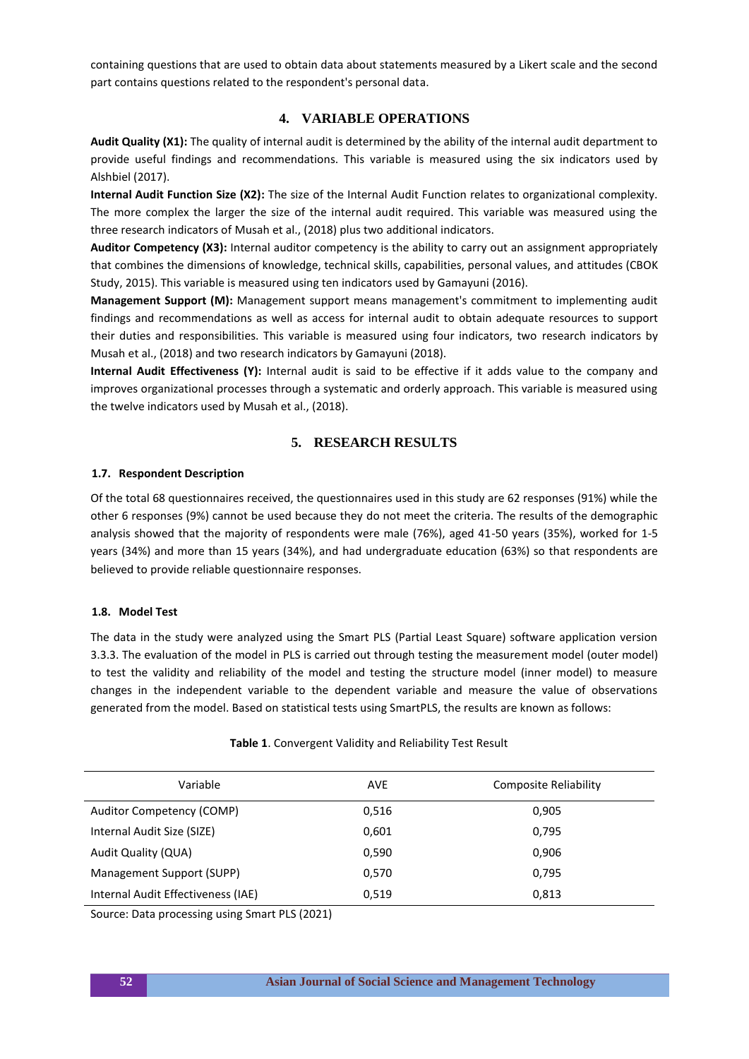containing questions that are used to obtain data about statements measured by a Likert scale and the second part contains questions related to the respondent's personal data.

## 4. VARIABLE OPERATIONS

**Audit Quality (X1):** The quality of internal audit is determined by the ability of the internal audit department to provide useful findings and recommendations. This variable is measured using the six indicators used by Alshbiel (2017).

**Internal Audit Function Size (X2):** The size of the Internal Audit Function relates to organizational complexity. The more complex the larger the size of the internal audit required. This variable was measured using the three research indicators of Musah et al., (2018) plus two additional indicators.

**Auditor Competency (X3):** Internal auditor competency is the ability to carry out an assignment appropriately that combines the dimensions of knowledge, technical skills, capabilities, personal values, and attitudes (CBOK Study, 2015). This variable is measured using ten indicators used by Gamayuni (2016).

**Management Support (M):** Management support means management's commitment to implementing audit findings and recommendations as well as access for internal audit to obtain adequate resources to support their duties and responsibilities. This variable is measured using four indicators, two research indicators by Musah et al., (2018) and two research indicators by Gamayuni (2018).

**Internal Audit Effectiveness (Y):** Internal audit is said to be effective if it adds value to the company and improves organizational processes through a systematic and orderly approach. This variable is measured using the twelve indicators used by Musah et al., (2018).

## 5. RESEARCH RESULTS

### 1.7. Respondent Description

Of the total 68 questionnaires received, the questionnaires used in this study are 62 responses (91%) while the other 6 responses (9%) cannot be used because they do not meet the criteria. The results of the demographic analysis showed that the majority of respondents were male (76%), aged 41-50 years (35%), worked for 1-5 years (34%) and more than 15 years (34%), and had undergraduate education (63%) so that respondents are believed to provide reliable questionnaire responses.

### 1.8. Model Test

The data in the study were analyzed using the Smart PLS (Partial Least Square) software application version 3.3.3. The evaluation of the model in PLS is carried out through testing the measurement model (outer model) to test the validity and reliability of the model and testing the structure model (inner model) to measure changes in the independent variable to the dependent variable and measure the value of observations generated from the model. Based on statistical tests using SmartPLS, the results are known as follows:

**Table 1**. Convergent Validity and Reliability Test Result

| Variable | AVE | Composite Reliability |
|---|---|---|
| Auditor Competency (COMP) | 0,516 | 0,905 |
| Internal Audit Size (SIZE) | 0,601 | 0,795 |
| Audit Quality (QUA) | 0,590 | 0,906 |
| Management Support (SUPP) | 0,570 | 0,795 |
| Internal Audit Effectiveness (IAE) | 0,519 | 0,813 |

Source: Data processing using Smart PLS (2021)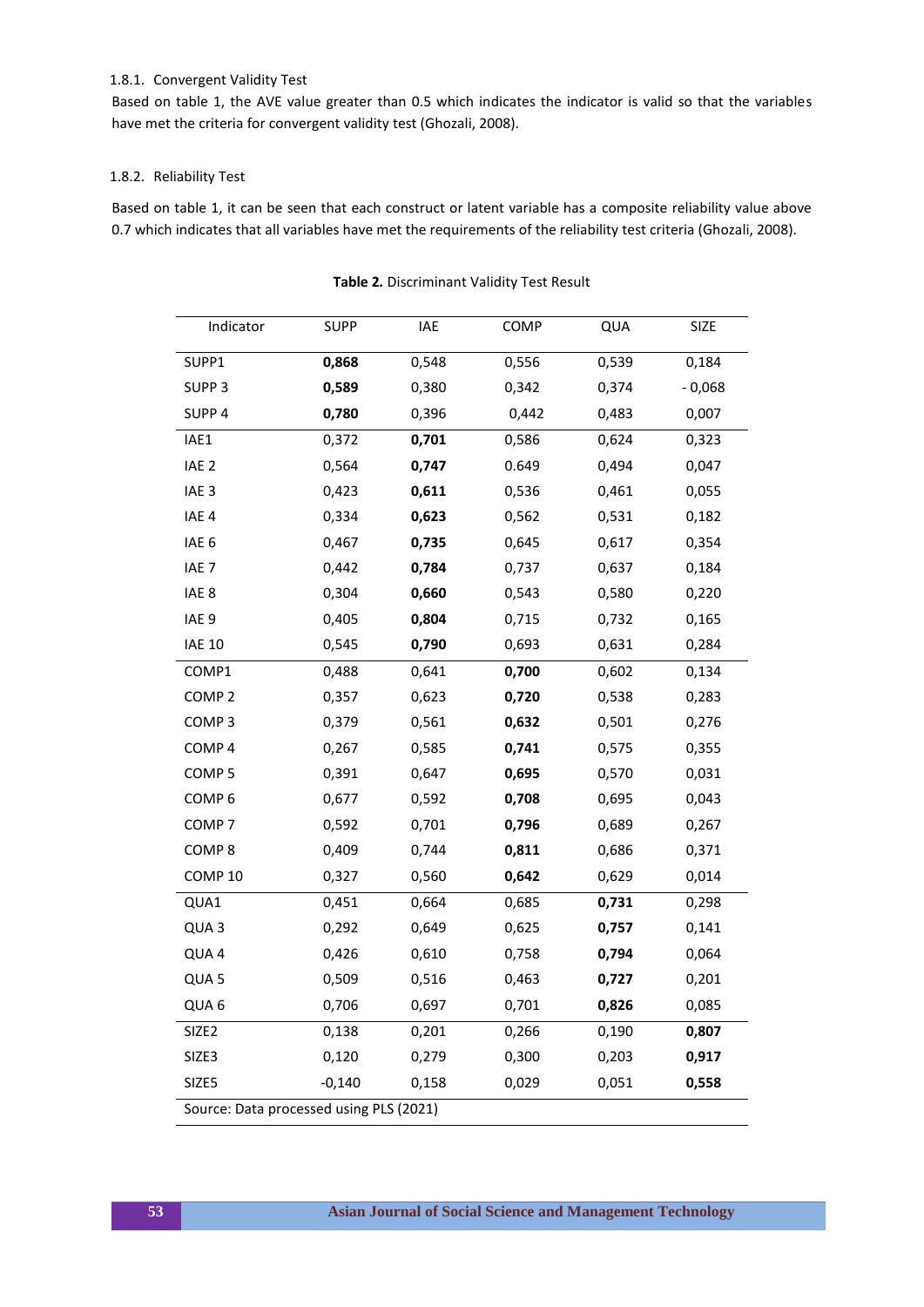### 1.8.1. Convergent Validity Test

Based on table 1, the AVE value greater than 0.5 which indicates the indicator is valid so that the variables have met the criteria for convergent validity test (Ghozali, 2008).

### 1.8.2. Reliability Test

Based on table 1, it can be seen that each construct or latent variable has a composite reliability value above 0.7 which indicates that all variables have met the requirements of the reliability test criteria (Ghozali, 2008).

**Table 2.** Discriminant Validity Test Result

| Indicator | SUPP | IAE | COMP | QUA | SIZE |
|---|---|---|---|---|---|
| SUPP1 | **0,868** | 0,548 | 0,556 | 0,539 | 0,184 |
| SUPP 3 | **0,589** | 0,380 | 0,342 | 0,374 | - 0,068 |
| SUPP 4 | **0,780** | 0,396 | 0,442 | 0,483 | 0,007 |
| IAE1 | 0,372 | **0,701** | 0,586 | 0,624 | 0,323 |
| IAE 2 | 0,564 | **0,747** | 0.649 | 0,494 | 0,047 |
| IAE 3 | 0,423 | **0,611** | 0,536 | 0,461 | 0,055 |
| IAE 4 | 0,334 | **0,623** | 0,562 | 0,531 | 0,182 |
| IAE 6 | 0,467 | **0,735** | 0,645 | 0,617 | 0,354 |
| IAE 7 | 0,442 | **0,784** | 0,737 | 0,637 | 0,184 |
| IAE 8 | 0,304 | **0,660** | 0,543 | 0,580 | 0,220 |
| IAE 9 | 0,405 | **0,804** | 0,715 | 0,732 | 0,165 |
| IAE 10 | 0,545 | **0,790** | 0,693 | 0,631 | 0,284 |
| COMP1 | 0,488 | 0,641 | **0,700** | 0,602 | 0,134 |
| COMP 2 | 0,357 | 0,623 | **0,720** | 0,538 | 0,283 |
| COMP 3 | 0,379 | 0,561 | **0,632** | 0,501 | 0,276 |
| COMP 4 | 0,267 | 0,585 | **0,741** | 0,575 | 0,355 |
| COMP 5 | 0,391 | 0,647 | **0,695** | 0,570 | 0,031 |
| COMP 6 | 0,677 | 0,592 | **0,708** | 0,695 | 0,043 |
| COMP 7 | 0,592 | 0,701 | **0,796** | 0,689 | 0,267 |
| COMP 8 | 0,409 | 0,744 | **0,811** | 0,686 | 0,371 |
| COMP 10 | 0,327 | 0,560 | **0,642** | 0,629 | 0,014 |
| QUA1 | 0,451 | 0,664 | 0,685 | **0,731** | 0,298 |
| QUA 3 | 0,292 | 0,649 | 0,625 | **0,757** | 0,141 |
| QUA 4 | 0,426 | 0,610 | 0,758 | **0,794** | 0,064 |
| QUA 5 | 0,509 | 0,516 | 0,463 | **0,727** | 0,201 |
| QUA 6 | 0,706 | 0,697 | 0,701 | **0,826** | 0,085 |
| SIZE2 | 0,138 | 0,201 | 0,266 | 0,190 | **0,807** |
| SIZE3 | 0,120 | 0,279 | 0,300 | 0,203 | **0,917** |
| SIZE5 | -0,140 | 0,158 | 0,029 | 0,051 | **0,558** |

Source: Data processed using PLS (2021)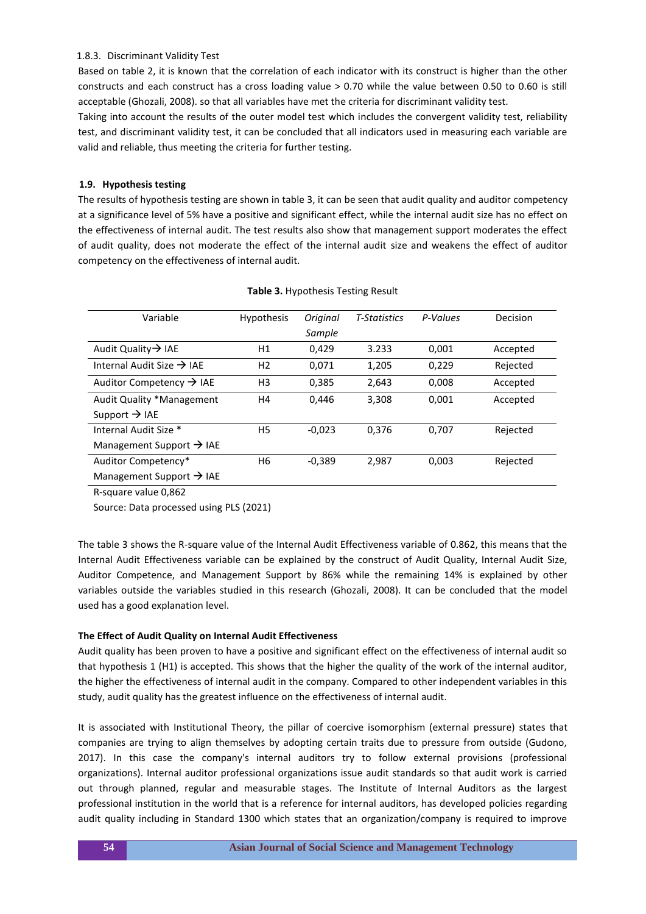1.8.3. Discriminant Validity Test

Based on table 2, it is known that the correlation of each indicator with its construct is higher than the other constructs and each construct has a cross loading value > 0.70 while the value between 0.50 to 0.60 is still acceptable (Ghozali, 2008). so that all variables have met the criteria for discriminant validity test.

Taking into account the results of the outer model test which includes the convergent validity test, reliability test, and discriminant validity test, it can be concluded that all indicators used in measuring each variable are valid and reliable, thus meeting the criteria for further testing.

### 1.9. Hypothesis testing

The results of hypothesis testing are shown in table 3, it can be seen that audit quality and auditor competency at a significance level of 5% have a positive and significant effect, while the internal audit size has no effect on the effectiveness of internal audit. The test results also show that management support moderates the effect of audit quality, does not moderate the effect of the internal audit size and weakens the effect of auditor competency on the effectiveness of internal audit.

**Table 3.** Hypothesis Testing Result

| Variable | Hypothesis | *Original Sample* | *T-Statistics* | *P-Values* | Decision |
|---|---|---|---|---|---|
| Audit Quality→ IAE | H1 | 0,429 | 3.233 | 0,001 | Accepted |
| Internal Audit Size → IAE | H2 | 0,071 | 1,205 | 0,229 | Rejected |
| Auditor Competency → IAE | H3 | 0,385 | 2,643 | 0,008 | Accepted |
| Audit Quality *Management Support → IAE | H4 | 0,446 | 3,308 | 0,001 | Accepted |
| Internal Audit Size * Management Support → IAE | H5 | -0,023 | 0,376 | 0,707 | Rejected |
| Auditor Competency* Management Support → IAE | H6 | -0,389 | 2,987 | 0,003 | Rejected |

R-square value 0,862

Source: Data processed using PLS (2021)

The table 3 shows the R-square value of the Internal Audit Effectiveness variable of 0.862, this means that the Internal Audit Effectiveness variable can be explained by the construct of Audit Quality, Internal Audit Size, Auditor Competence, and Management Support by 86% while the remaining 14% is explained by other variables outside the variables studied in this research (Ghozali, 2008). It can be concluded that the model used has a good explanation level.

**The Effect of Audit Quality on Internal Audit Effectiveness**

Audit quality has been proven to have a positive and significant effect on the effectiveness of internal audit so that hypothesis 1 (H1) is accepted. This shows that the higher the quality of the work of the internal auditor, the higher the effectiveness of internal audit in the company. Compared to other independent variables in this study, audit quality has the greatest influence on the effectiveness of internal audit.

It is associated with Institutional Theory, the pillar of coercive isomorphism (external pressure) states that companies are trying to align themselves by adopting certain traits due to pressure from outside (Gudono, 2017). In this case the company's internal auditors try to follow external provisions (professional organizations). Internal auditor professional organizations issue audit standards so that audit work is carried out through planned, regular and measurable stages. The Institute of Internal Auditors as the largest professional institution in the world that is a reference for internal auditors, has developed policies regarding audit quality including in Standard 1300 which states that an organization/company is required to improve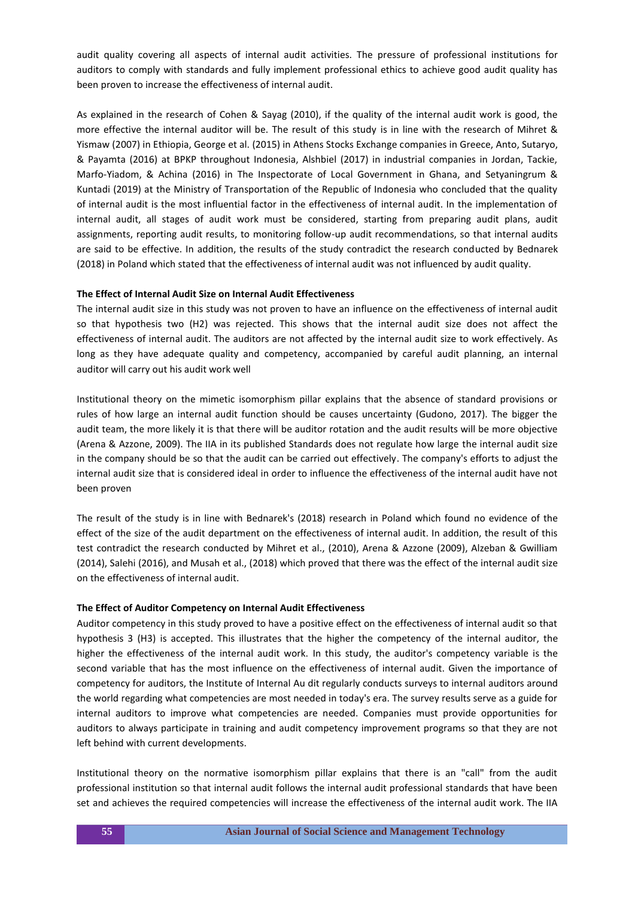audit quality covering all aspects of internal audit activities. The pressure of professional institutions for auditors to comply with standards and fully implement professional ethics to achieve good audit quality has been proven to increase the effectiveness of internal audit.

As explained in the research of Cohen & Sayag (2010), if the quality of the internal audit work is good, the more effective the internal auditor will be. The result of this study is in line with the research of Mihret & Yismaw (2007) in Ethiopia, George et al. (2015) in Athens Stocks Exchange companies in Greece, Anto, Sutaryo, & Payamta (2016) at BPKP throughout Indonesia, Alshbiel (2017) in industrial companies in Jordan, Tackie, Marfo-Yiadom, & Achina (2016) in The Inspectorate of Local Government in Ghana, and Setyaningrum & Kuntadi (2019) at the Ministry of Transportation of the Republic of Indonesia who concluded that the quality of internal audit is the most influential factor in the effectiveness of internal audit. In the implementation of internal audit, all stages of audit work must be considered, starting from preparing audit plans, audit assignments, reporting audit results, to monitoring follow-up audit recommendations, so that internal audits are said to be effective. In addition, the results of the study contradict the research conducted by Bednarek (2018) in Poland which stated that the effectiveness of internal audit was not influenced by audit quality.

**The Effect of Internal Audit Size on Internal Audit Effectiveness**

The internal audit size in this study was not proven to have an influence on the effectiveness of internal audit so that hypothesis two (H2) was rejected. This shows that the internal audit size does not affect the effectiveness of internal audit. The auditors are not affected by the internal audit size to work effectively. As long as they have adequate quality and competency, accompanied by careful audit planning, an internal auditor will carry out his audit work well

Institutional theory on the mimetic isomorphism pillar explains that the absence of standard provisions or rules of how large an internal audit function should be causes uncertainty (Gudono, 2017). The bigger the audit team, the more likely it is that there will be auditor rotation and the audit results will be more objective (Arena & Azzone, 2009). The IIA in its published Standards does not regulate how large the internal audit size in the company should be so that the audit can be carried out effectively. The company's efforts to adjust the internal audit size that is considered ideal in order to influence the effectiveness of the internal audit have not been proven

The result of the study is in line with Bednarek's (2018) research in Poland which found no evidence of the effect of the size of the audit department on the effectiveness of internal audit. In addition, the result of this test contradict the research conducted by Mihret et al., (2010), Arena & Azzone (2009), Alzeban & Gwilliam (2014), Salehi (2016), and Musah et al., (2018) which proved that there was the effect of the internal audit size on the effectiveness of internal audit.

**The Effect of Auditor Competency on Internal Audit Effectiveness**

Auditor competency in this study proved to have a positive effect on the effectiveness of internal audit so that hypothesis 3 (H3) is accepted. This illustrates that the higher the competency of the internal auditor, the higher the effectiveness of the internal audit work. In this study, the auditor's competency variable is the second variable that has the most influence on the effectiveness of internal audit. Given the importance of competency for auditors, the Institute of Internal Au dit regularly conducts surveys to internal auditors around the world regarding what competencies are most needed in today's era. The survey results serve as a guide for internal auditors to improve what competencies are needed. Companies must provide opportunities for auditors to always participate in training and audit competency improvement programs so that they are not left behind with current developments.

Institutional theory on the normative isomorphism pillar explains that there is an "call" from the audit professional institution so that internal audit follows the internal audit professional standards that have been set and achieves the required competencies will increase the effectiveness of the internal audit work. The IIA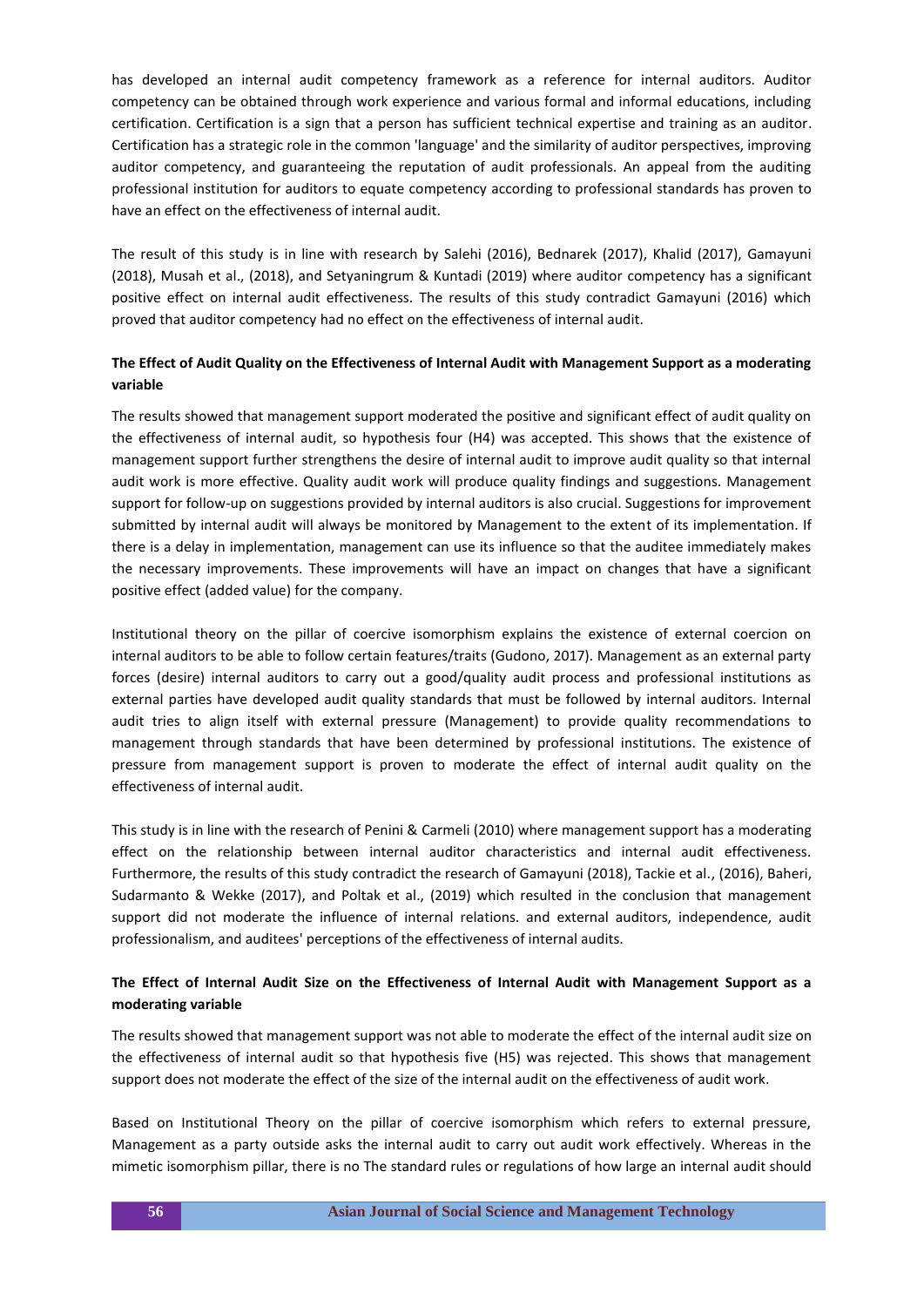has developed an internal audit competency framework as a reference for internal auditors. Auditor competency can be obtained through work experience and various formal and informal educations, including certification. Certification is a sign that a person has sufficient technical expertise and training as an auditor. Certification has a strategic role in the common 'language' and the similarity of auditor perspectives, improving auditor competency, and guaranteeing the reputation of audit professionals. An appeal from the auditing professional institution for auditors to equate competency according to professional standards has proven to have an effect on the effectiveness of internal audit.

The result of this study is in line with research by Salehi (2016), Bednarek (2017), Khalid (2017), Gamayuni (2018), Musah et al., (2018), and Setyaningrum & Kuntadi (2019) where auditor competency has a significant positive effect on internal audit effectiveness. The results of this study contradict Gamayuni (2016) which proved that auditor competency had no effect on the effectiveness of internal audit.

**The Effect of Audit Quality on the Effectiveness of Internal Audit with Management Support as a moderating variable**

The results showed that management support moderated the positive and significant effect of audit quality on the effectiveness of internal audit, so hypothesis four (H4) was accepted. This shows that the existence of management support further strengthens the desire of internal audit to improve audit quality so that internal audit work is more effective. Quality audit work will produce quality findings and suggestions. Management support for follow-up on suggestions provided by internal auditors is also crucial. Suggestions for improvement submitted by internal audit will always be monitored by Management to the extent of its implementation. If there is a delay in implementation, management can use its influence so that the auditee immediately makes the necessary improvements. These improvements will have an impact on changes that have a significant positive effect (added value) for the company.

Institutional theory on the pillar of coercive isomorphism explains the existence of external coercion on internal auditors to be able to follow certain features/traits (Gudono, 2017). Management as an external party forces (desire) internal auditors to carry out a good/quality audit process and professional institutions as external parties have developed audit quality standards that must be followed by internal auditors. Internal audit tries to align itself with external pressure (Management) to provide quality recommendations to management through standards that have been determined by professional institutions. The existence of pressure from management support is proven to moderate the effect of internal audit quality on the effectiveness of internal audit.

This study is in line with the research of Penini & Carmeli (2010) where management support has a moderating effect on the relationship between internal auditor characteristics and internal audit effectiveness. Furthermore, the results of this study contradict the research of Gamayuni (2018), Tackie et al., (2016), Baheri, Sudarmanto & Wekke (2017), and Poltak et al., (2019) which resulted in the conclusion that management support did not moderate the influence of internal relations. and external auditors, independence, audit professionalism, and auditees' perceptions of the effectiveness of internal audits.

**The Effect of Internal Audit Size on the Effectiveness of Internal Audit with Management Support as a moderating variable**

The results showed that management support was not able to moderate the effect of the internal audit size on the effectiveness of internal audit so that hypothesis five (H5) was rejected. This shows that management support does not moderate the effect of the size of the internal audit on the effectiveness of audit work.

Based on Institutional Theory on the pillar of coercive isomorphism which refers to external pressure, Management as a party outside asks the internal audit to carry out audit work effectively. Whereas in the mimetic isomorphism pillar, there is no The standard rules or regulations of how large an internal audit should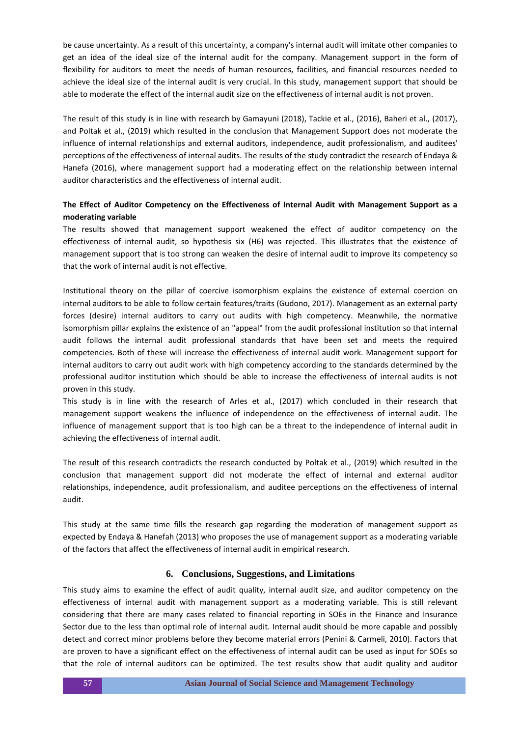be cause uncertainty. As a result of this uncertainty, a company's internal audit will imitate other companies to get an idea of the ideal size of the internal audit for the company. Management support in the form of flexibility for auditors to meet the needs of human resources, facilities, and financial resources needed to achieve the ideal size of the internal audit is very crucial. In this study, management support that should be able to moderate the effect of the internal audit size on the effectiveness of internal audit is not proven.

The result of this study is in line with research by Gamayuni (2018), Tackie et al., (2016), Baheri et al., (2017), and Poltak et al., (2019) which resulted in the conclusion that Management Support does not moderate the influence of internal relationships and external auditors, independence, audit professionalism, and auditees' perceptions of the effectiveness of internal audits. The results of the study contradict the research of Endaya & Hanefa (2016), where management support had a moderating effect on the relationship between internal auditor characteristics and the effectiveness of internal audit.

**The Effect of Auditor Competency on the Effectiveness of Internal Audit with Management Support as a moderating variable**

The results showed that management support weakened the effect of auditor competency on the effectiveness of internal audit, so hypothesis six (H6) was rejected. This illustrates that the existence of management support that is too strong can weaken the desire of internal audit to improve its competency so that the work of internal audit is not effective.

Institutional theory on the pillar of coercive isomorphism explains the existence of external coercion on internal auditors to be able to follow certain features/traits (Gudono, 2017). Management as an external party forces (desire) internal auditors to carry out audits with high competency. Meanwhile, the normative isomorphism pillar explains the existence of an "appeal" from the audit professional institution so that internal audit follows the internal audit professional standards that have been set and meets the required competencies. Both of these will increase the effectiveness of internal audit work. Management support for internal auditors to carry out audit work with high competency according to the standards determined by the professional auditor institution which should be able to increase the effectiveness of internal audits is not proven in this study.

This study is in line with the research of Arles et al., (2017) which concluded in their research that management support weakens the influence of independence on the effectiveness of internal audit. The influence of management support that is too high can be a threat to the independence of internal audit in achieving the effectiveness of internal audit.

The result of this research contradicts the research conducted by Poltak et al., (2019) which resulted in the conclusion that management support did not moderate the effect of internal and external auditor relationships, independence, audit professionalism, and auditee perceptions on the effectiveness of internal audit.

This study at the same time fills the research gap regarding the moderation of management support as expected by Endaya & Hanefah (2013) who proposes the use of management support as a moderating variable of the factors that affect the effectiveness of internal audit in empirical research.

## 6. Conclusions, Suggestions, and Limitations

This study aims to examine the effect of audit quality, internal audit size, and auditor competency on the effectiveness of internal audit with management support as a moderating variable. This is still relevant considering that there are many cases related to financial reporting in SOEs in the Finance and Insurance Sector due to the less than optimal role of internal audit. Internal audit should be more capable and possibly detect and correct minor problems before they become material errors (Penini & Carmeli, 2010). Factors that are proven to have a significant effect on the effectiveness of internal audit can be used as input for SOEs so that the role of internal auditors can be optimized. The test results show that audit quality and auditor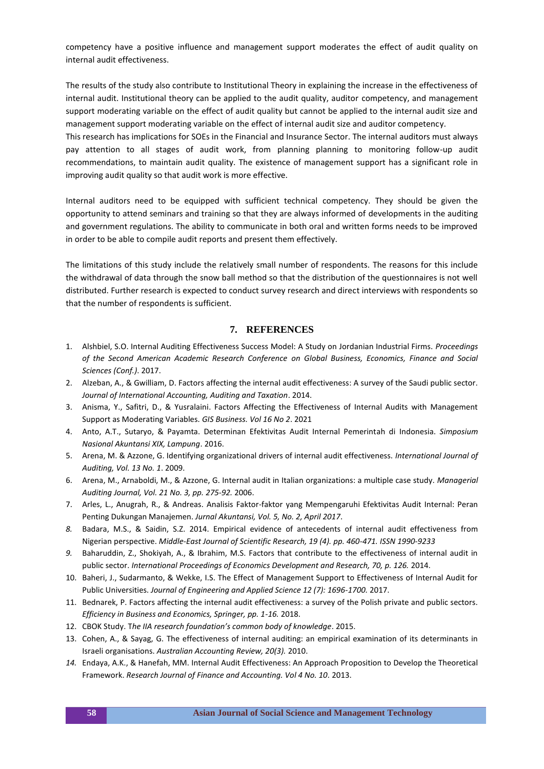competency have a positive influence and management support moderates the effect of audit quality on internal audit effectiveness.

The results of the study also contribute to Institutional Theory in explaining the increase in the effectiveness of internal audit. Institutional theory can be applied to the audit quality, auditor competency, and management support moderating variable on the effect of audit quality but cannot be applied to the internal audit size and management support moderating variable on the effect of internal audit size and auditor competency.

This research has implications for SOEs in the Financial and Insurance Sector. The internal auditors must always pay attention to all stages of audit work, from planning planning to monitoring follow-up audit recommendations, to maintain audit quality. The existence of management support has a significant role in improving audit quality so that audit work is more effective.

Internal auditors need to be equipped with sufficient technical competency. They should be given the opportunity to attend seminars and training so that they are always informed of developments in the auditing and government regulations. The ability to communicate in both oral and written forms needs to be improved in order to be able to compile audit reports and present them effectively.

The limitations of this study include the relatively small number of respondents. The reasons for this include the withdrawal of data through the snow ball method so that the distribution of the questionnaires is not well distributed. Further research is expected to conduct survey research and direct interviews with respondents so that the number of respondents is sufficient.

## 7. REFERENCES

1. Alshbiel, S.O. Internal Auditing Effectiveness Success Model: A Study on Jordanian Industrial Firms. *Proceedings of the Second American Academic Research Conference on Global Business, Economics, Finance and Social Sciences (Conf.)*. 2017.
2. Alzeban, A., & Gwilliam, D. Factors affecting the internal audit effectiveness: A survey of the Saudi public sector. *Journal of International Accounting, Auditing and Taxation*. 2014.
3. Anisma, Y., Safitri, D., & Yusralaini. Factors Affecting the Effectiveness of Internal Audits with Management Support as Moderating Variables. *GIS Business. Vol 16 No 2*. 2021
4. Anto, A.T., Sutaryo, & Payamta. Determinan Efektivitas Audit Internal Pemerintah di Indonesia. *Simposium Nasional Akuntansi XIX, Lampung*. 2016.
5. Arena, M. & Azzone, G. Identifying organizational drivers of internal audit effectiveness. *International Journal of Auditing, Vol. 13 No. 1*. 2009.
6. Arena, M., Arnaboldi, M., & Azzone, G. Internal audit in Italian organizations: a multiple case study. *Managerial Auditing Journal, Vol. 21 No. 3, pp. 275-92.* 2006.
7. Arles, L., Anugrah, R., & Andreas. Analisis Faktor-faktor yang Mempengaruhi Efektivitas Audit Internal: Peran Penting Dukungan Manajemen. *Jurnal Akuntansi, Vol. 5, No. 2, April 2017*.
8. Badara, M.S., & Saidin, S.Z. 2014. Empirical evidence of antecedents of internal audit effectiveness from Nigerian perspective. *Middle-East Journal of Scientific Research, 19 (4). pp. 460-471. ISSN 1990-9233*
9. Baharuddin, Z., Shokiyah, A., & Ibrahim, M.S. Factors that contribute to the effectiveness of internal audit in public sector. *International Proceedings of Economics Development and Research, 70, p. 126.* 2014.
10. Baheri, J., Sudarmanto, & Wekke, I.S. The Effect of Management Support to Effectiveness of Internal Audit for Public Universities. *Journal of Engineering and Applied Science 12 (7): 1696-1700.* 2017.
11. Bednarek, P. Factors affecting the internal audit effectiveness: a survey of the Polish private and public sectors. *Efficiency in Business and Economics, Springer, pp. 1-16.* 2018.
12. CBOK Study. T*he IIA research foundation's common body of knowledge*. 2015.
13. Cohen, A., & Sayag, G. The effectiveness of internal auditing: an empirical examination of its determinants in Israeli organisations. *Australian Accounting Review, 20(3).* 2010.
14. Endaya, A.K., & Hanefah, MM. Internal Audit Effectiveness: An Approach Proposition to Develop the Theoretical Framework. *Research Journal of Finance and Accounting. Vol 4 No. 10*. 2013.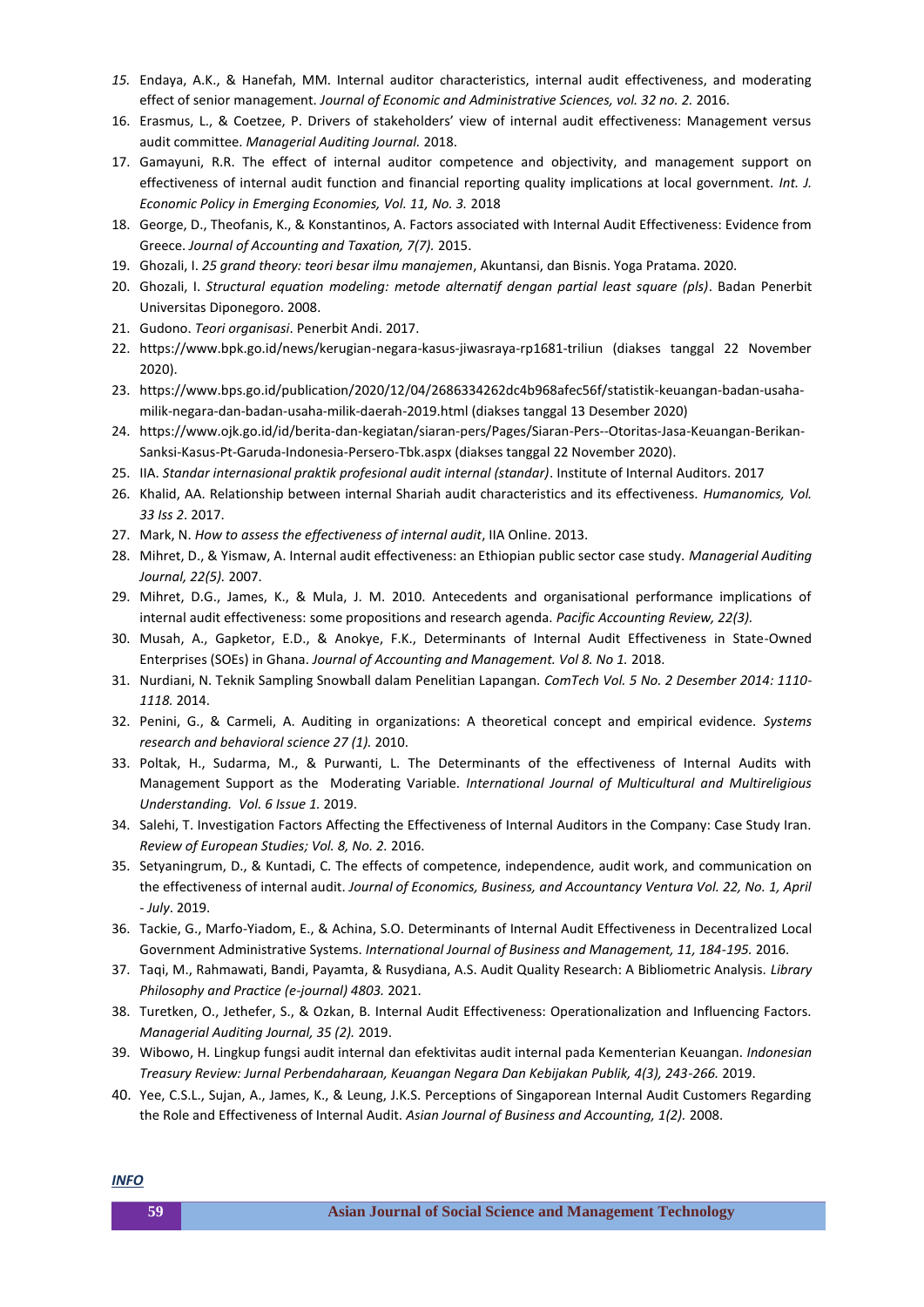15. Endaya, A.K., & Hanefah, MM. Internal auditor characteristics, internal audit effectiveness, and moderating effect of senior management. *Journal of Economic and Administrative Sciences, vol. 32 no. 2.* 2016.
16. Erasmus, L., & Coetzee, P. Drivers of stakeholders' view of internal audit effectiveness: Management versus audit committee. *Managerial Auditing Journal.* 2018.
17. Gamayuni, R.R. The effect of internal auditor competence and objectivity, and management support on effectiveness of internal audit function and financial reporting quality implications at local government. *Int. J. Economic Policy in Emerging Economies, Vol. 11, No. 3.* 2018
18. George, D., Theofanis, K., & Konstantinos, A. Factors associated with Internal Audit Effectiveness: Evidence from Greece. *Journal of Accounting and Taxation, 7(7).* 2015.
19. Ghozali, I. *25 grand theory: teori besar ilmu manajemen*, Akuntansi, dan Bisnis. Yoga Pratama. 2020.
20. Ghozali, I. *Structural equation modeling: metode alternatif dengan partial least square (pls)*. Badan Penerbit Universitas Diponegoro. 2008.
21. Gudono. *Teori organisasi*. Penerbit Andi. 2017.
22. https://www.bpk.go.id/news/kerugian-negara-kasus-jiwasraya-rp1681-triliun (diakses tanggal 22 November 2020).
23. https://www.bps.go.id/publication/2020/12/04/2686334262dc4b968afec56f/statistik-keuangan-badan-usaha-milik-negara-dan-badan-usaha-milik-daerah-2019.html (diakses tanggal 13 Desember 2020)
24. https://www.ojk.go.id/id/berita-dan-kegiatan/siaran-pers/Pages/Siaran-Pers--Otoritas-Jasa-Keuangan-Berikan-Sanksi-Kasus-Pt-Garuda-Indonesia-Persero-Tbk.aspx (diakses tanggal 22 November 2020).
25. IIA. *Standar internasional praktik profesional audit internal (standar)*. Institute of Internal Auditors. 2017
26. Khalid, AA. Relationship between internal Shariah audit characteristics and its effectiveness. *Humanomics, Vol. 33 Iss 2*. 2017.
27. Mark, N. *How to assess the effectiveness of internal audit*, IIA Online. 2013.
28. Mihret, D., & Yismaw, A. Internal audit effectiveness: an Ethiopian public sector case study. *Managerial Auditing Journal, 22(5).* 2007.
29. Mihret, D.G., James, K., & Mula, J. M. 2010. Antecedents and organisational performance implications of internal audit effectiveness: some propositions and research agenda. *Pacific Accounting Review, 22(3).*
30. Musah, A., Gapketor, E.D., & Anokye, F.K., Determinants of Internal Audit Effectiveness in State-Owned Enterprises (SOEs) in Ghana. *Journal of Accounting and Management. Vol 8. No 1.* 2018.
31. Nurdiani, N. Teknik Sampling Snowball dalam Penelitian Lapangan. *ComTech Vol. 5 No. 2 Desember 2014: 1110-1118.* 2014.
32. Penini, G., & Carmeli, A. Auditing in organizations: A theoretical concept and empirical evidence. *Systems research and behavioral science 27 (1).* 2010.
33. Poltak, H., Sudarma, M., & Purwanti, L. The Determinants of the effectiveness of Internal Audits with Management Support as the Moderating Variable. *International Journal of Multicultural and Multireligious Understanding. Vol. 6 Issue 1.* 2019.
34. Salehi, T. Investigation Factors Affecting the Effectiveness of Internal Auditors in the Company: Case Study Iran. *Review of European Studies; Vol. 8, No. 2.* 2016.
35. Setyaningrum, D., & Kuntadi, C. The effects of competence, independence, audit work, and communication on the effectiveness of internal audit. *Journal of Economics, Business, and Accountancy Ventura Vol. 22, No. 1, April - July*. 2019.
36. Tackie, G., Marfo-Yiadom, E., & Achina, S.O. Determinants of Internal Audit Effectiveness in Decentralized Local Government Administrative Systems. *International Journal of Business and Management, 11, 184-195.* 2016.
37. Taqi, M., Rahmawati, Bandi, Payamta, & Rusydiana, A.S. Audit Quality Research: A Bibliometric Analysis. *Library Philosophy and Practice (e-journal) 4803.* 2021.
38. Turetken, O., Jethefer, S., & Ozkan, B. Internal Audit Effectiveness: Operationalization and Influencing Factors. *Managerial Auditing Journal, 35 (2).* 2019.
39. Wibowo, H. Lingkup fungsi audit internal dan efektivitas audit internal pada Kementerian Keuangan. *Indonesian Treasury Review: Jurnal Perbendaharaan, Keuangan Negara Dan Kebijakan Publik, 4(3), 243-266.* 2019.
40. Yee, C.S.L., Sujan, A., James, K., & Leung, J.K.S. Perceptions of Singaporean Internal Audit Customers Regarding the Role and Effectiveness of Internal Audit. *Asian Journal of Business and Accounting, 1(2).* 2008.

***INFO***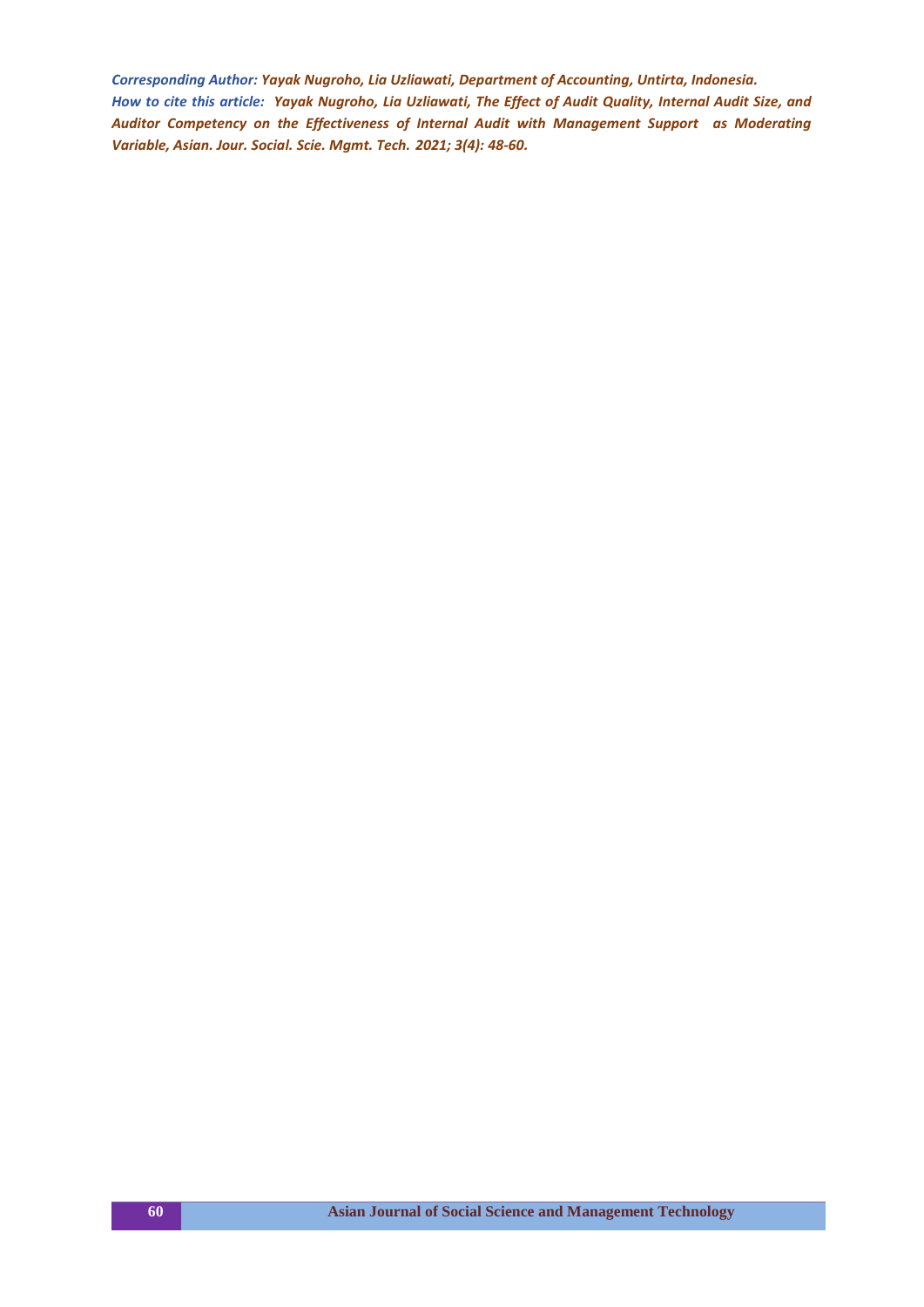*Corresponding Author: Yayak Nugroho, Lia Uzliawati, Department of Accounting, Untirta, Indonesia.*
*How to cite this article: Yayak Nugroho, Lia Uzliawati, The Effect of Audit Quality, Internal Audit Size, and Auditor Competency on the Effectiveness of Internal Audit with Management Support as Moderating Variable, Asian. Jour. Social. Scie. Mgmt. Tech. 2021; 3(4): 48-60.*